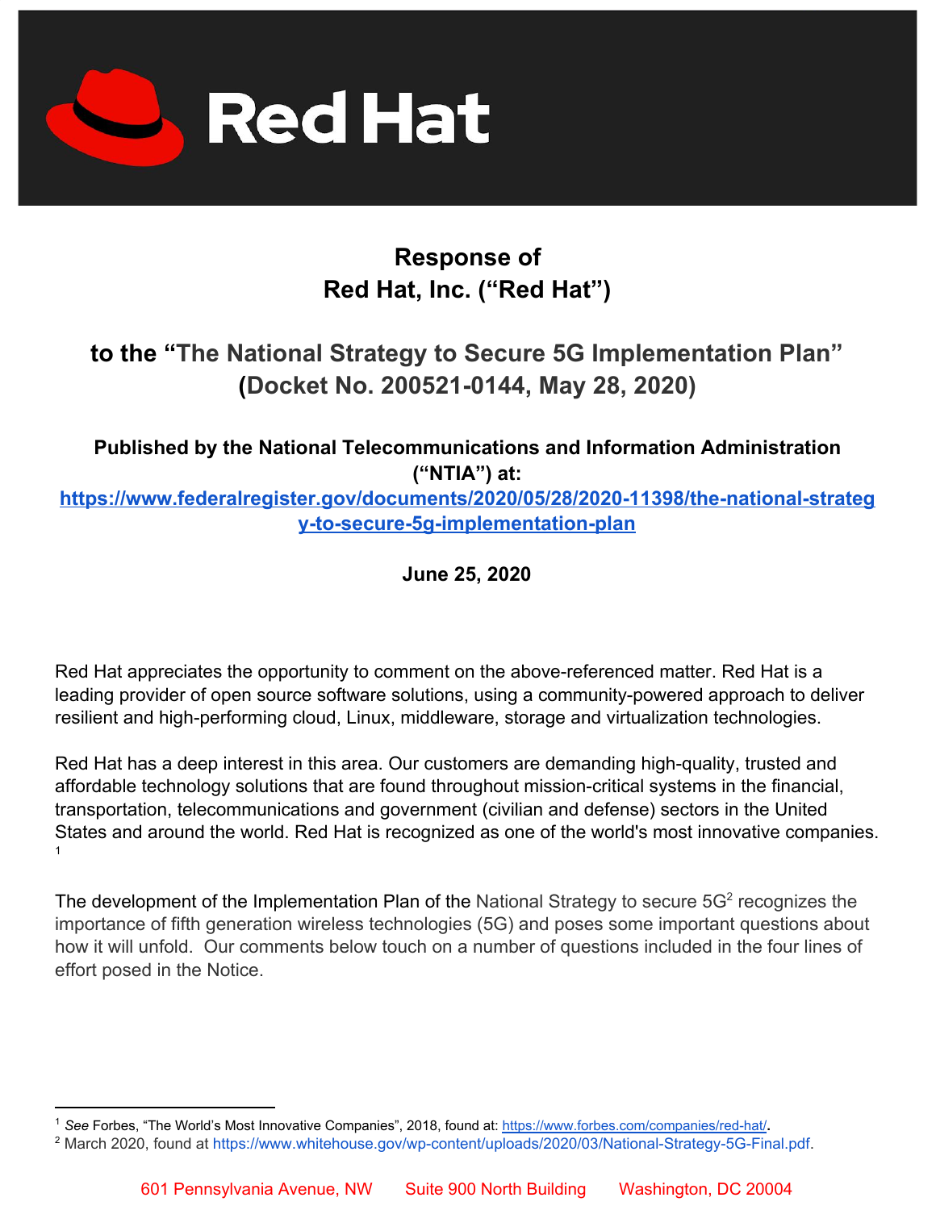**Red Hat**

# Response of Red Hat, Inc. ("Red Hat")

## to the "The National Strategy to Secure 5G Implementation Plan" (Docket No. 200521-0144, May 28, 2020)

**Published by the National Telecommunications and Information Administration ("NTIA") at:**
**https://www.federalregister.gov/documents/2020/05/28/2020-11398/the-national-strategy-to-secure-5g-implementation-plan**

**June 25, 2020**

Red Hat appreciates the opportunity to comment on the above-referenced matter. Red Hat is a leading provider of open source software solutions, using a community-powered approach to deliver resilient and high-performing cloud, Linux, middleware, storage and virtualization technologies.

Red Hat has a deep interest in this area. Our customers are demanding high-quality, trusted and affordable technology solutions that are found throughout mission-critical systems in the financial, transportation, telecommunications and government (civilian and defense) sectors in the United States and around the world. Red Hat is recognized as one of the world's most innovative companies.[1]

The development of the Implementation Plan of the National Strategy to secure 5G[2] recognizes the importance of fifth generation wireless technologies (5G) and poses some important questions about how it will unfold. Our comments below touch on a number of questions included in the four lines of effort posed in the Notice.

---

[1] *See* Forbes, "The World's Most Innovative Companies", 2018, found at: https://www.forbes.com/companies/red-hat/.

[2] March 2020, found at https://www.whitehouse.gov/wp-content/uploads/2020/03/National-Strategy-5G-Final.pdf.

601 Pennsylvania Avenue, NW Suite 900 North Building Washington, DC 20004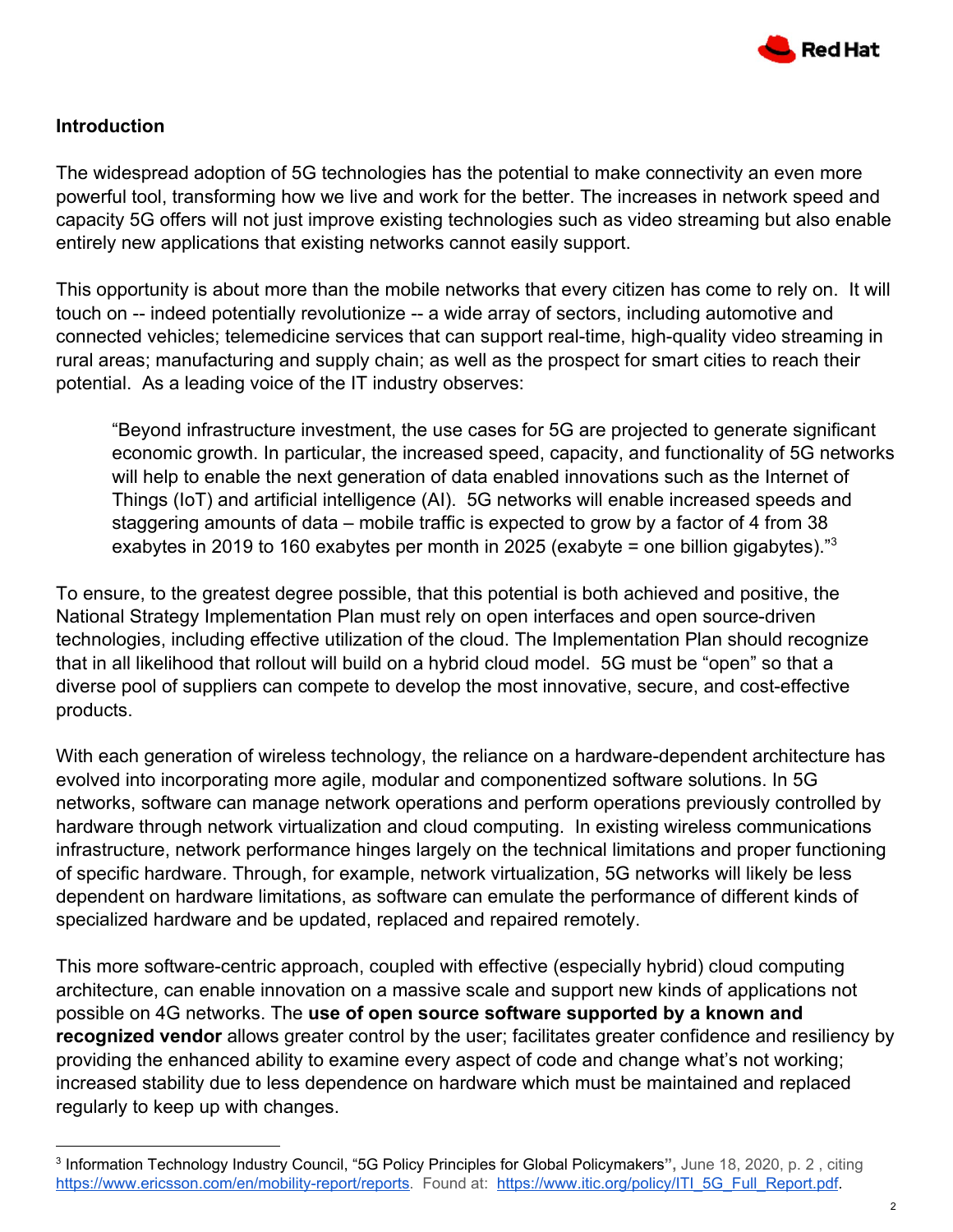## Introduction

The widespread adoption of 5G technologies has the potential to make connectivity an even more powerful tool, transforming how we live and work for the better. The increases in network speed and capacity 5G offers will not just improve existing technologies such as video streaming but also enable entirely new applications that existing networks cannot easily support.

This opportunity is about more than the mobile networks that every citizen has come to rely on. It will touch on -- indeed potentially revolutionize -- a wide array of sectors, including automotive and connected vehicles; telemedicine services that can support real-time, high-quality video streaming in rural areas; manufacturing and supply chain; as well as the prospect for smart cities to reach their potential. As a leading voice of the IT industry observes:

> "Beyond infrastructure investment, the use cases for 5G are projected to generate significant economic growth. In particular, the increased speed, capacity, and functionality of 5G networks will help to enable the next generation of data enabled innovations such as the Internet of Things (IoT) and artificial intelligence (AI). 5G networks will enable increased speeds and staggering amounts of data – mobile traffic is expected to grow by a factor of 4 from 38 exabytes in 2019 to 160 exabytes per month in 2025 (exabyte = one billion gigabytes)."[3]

To ensure, to the greatest degree possible, that this potential is both achieved and positive, the National Strategy Implementation Plan must rely on open interfaces and open source-driven technologies, including effective utilization of the cloud. The Implementation Plan should recognize that in all likelihood that rollout will build on a hybrid cloud model. 5G must be "open" so that a diverse pool of suppliers can compete to develop the most innovative, secure, and cost-effective products.

With each generation of wireless technology, the reliance on a hardware-dependent architecture has evolved into incorporating more agile, modular and componentized software solutions. In 5G networks, software can manage network operations and perform operations previously controlled by hardware through network virtualization and cloud computing. In existing wireless communications infrastructure, network performance hinges largely on the technical limitations and proper functioning of specific hardware. Through, for example, network virtualization, 5G networks will likely be less dependent on hardware limitations, as software can emulate the performance of different kinds of specialized hardware and be updated, replaced and repaired remotely.

This more software-centric approach, coupled with effective (especially hybrid) cloud computing architecture, can enable innovation on a massive scale and support new kinds of applications not possible on 4G networks. The **use of open source software supported by a known and recognized vendor** allows greater control by the user; facilitates greater confidence and resiliency by providing the enhanced ability to examine every aspect of code and change what's not working; increased stability due to less dependence on hardware which must be maintained and replaced regularly to keep up with changes.

---

[3] Information Technology Industry Council, "5G Policy Principles for Global Policymakers", June 18, 2020, p. 2 , citing https://www.ericsson.com/en/mobility-report/reports. Found at: https://www.itic.org/policy/ITI_5G_Full_Report.pdf.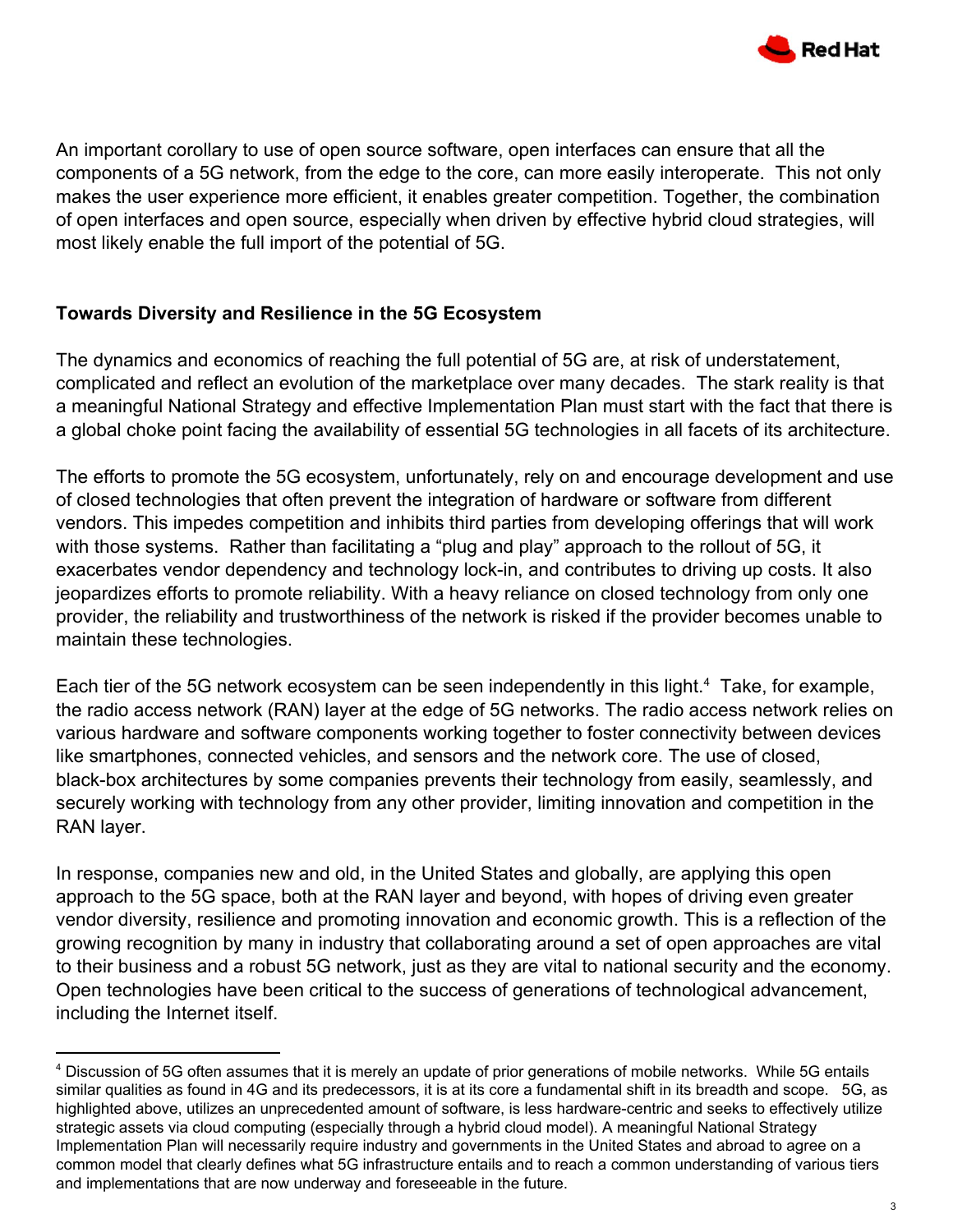An important corollary to use of open source software, open interfaces can ensure that all the components of a 5G network, from the edge to the core, can more easily interoperate. This not only makes the user experience more efficient, it enables greater competition. Together, the combination of open interfaces and open source, especially when driven by effective hybrid cloud strategies, will most likely enable the full import of the potential of 5G.

## Towards Diversity and Resilience in the 5G Ecosystem

The dynamics and economics of reaching the full potential of 5G are, at risk of understatement, complicated and reflect an evolution of the marketplace over many decades. The stark reality is that a meaningful National Strategy and effective Implementation Plan must start with the fact that there is a global choke point facing the availability of essential 5G technologies in all facets of its architecture.

The efforts to promote the 5G ecosystem, unfortunately, rely on and encourage development and use of closed technologies that often prevent the integration of hardware or software from different vendors. This impedes competition and inhibits third parties from developing offerings that will work with those systems. Rather than facilitating a "plug and play" approach to the rollout of 5G, it exacerbates vendor dependency and technology lock-in, and contributes to driving up costs. It also jeopardizes efforts to promote reliability. With a heavy reliance on closed technology from only one provider, the reliability and trustworthiness of the network is risked if the provider becomes unable to maintain these technologies.

Each tier of the 5G network ecosystem can be seen independently in this light.[4] Take, for example, the radio access network (RAN) layer at the edge of 5G networks. The radio access network relies on various hardware and software components working together to foster connectivity between devices like smartphones, connected vehicles, and sensors and the network core. The use of closed, black-box architectures by some companies prevents their technology from easily, seamlessly, and securely working with technology from any other provider, limiting innovation and competition in the RAN layer.

In response, companies new and old, in the United States and globally, are applying this open approach to the 5G space, both at the RAN layer and beyond, with hopes of driving even greater vendor diversity, resilience and promoting innovation and economic growth. This is a reflection of the growing recognition by many in industry that collaborating around a set of open approaches are vital to their business and a robust 5G network, just as they are vital to national security and the economy. Open technologies have been critical to the success of generations of technological advancement, including the Internet itself.

---

[4] Discussion of 5G often assumes that it is merely an update of prior generations of mobile networks. While 5G entails similar qualities as found in 4G and its predecessors, it is at its core a fundamental shift in its breadth and scope. 5G, as highlighted above, utilizes an unprecedented amount of software, is less hardware-centric and seeks to effectively utilize strategic assets via cloud computing (especially through a hybrid cloud model). A meaningful National Strategy Implementation Plan will necessarily require industry and governments in the United States and abroad to agree on a common model that clearly defines what 5G infrastructure entails and to reach a common understanding of various tiers and implementations that are now underway and foreseeable in the future.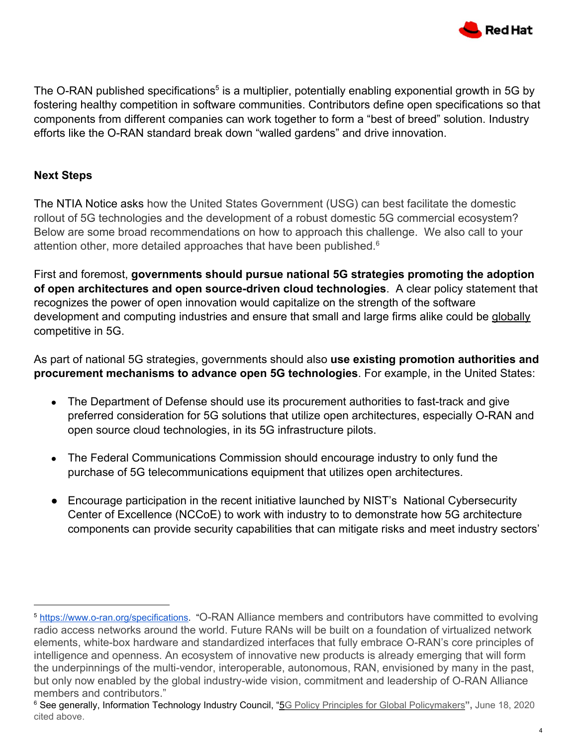The O-RAN published specifications[5] is a multiplier, potentially enabling exponential growth in 5G by fostering healthy competition in software communities. Contributors define open specifications so that components from different companies can work together to form a "best of breed" solution. Industry efforts like the O-RAN standard break down "walled gardens" and drive innovation.

## Next Steps

The NTIA Notice asks how the United States Government (USG) can best facilitate the domestic rollout of 5G technologies and the development of a robust domestic 5G commercial ecosystem? Below are some broad recommendations on how to approach this challenge. We also call to your attention other, more detailed approaches that have been published.[6]

First and foremost, **governments should pursue national 5G strategies promoting the adoption of open architectures and open source-driven cloud technologies**. A clear policy statement that recognizes the power of open innovation would capitalize on the strength of the software development and computing industries and ensure that small and large firms alike could be globally competitive in 5G.

As part of national 5G strategies, governments should also **use existing promotion authorities and procurement mechanisms to advance open 5G technologies**. For example, in the United States:

- The Department of Defense should use its procurement authorities to fast-track and give preferred consideration for 5G solutions that utilize open architectures, especially O-RAN and open source cloud technologies, in its 5G infrastructure pilots.
- The Federal Communications Commission should encourage industry to only fund the purchase of 5G telecommunications equipment that utilizes open architectures.
- Encourage participation in the recent initiative launched by NIST's National Cybersecurity Center of Excellence (NCCoE) to work with industry to to demonstrate how 5G architecture components can provide security capabilities that can mitigate risks and meet industry sectors'

---

[5] https://www.o-ran.org/specifications. "O-RAN Alliance members and contributors have committed to evolving radio access networks around the world. Future RANs will be built on a foundation of virtualized network elements, white-box hardware and standardized interfaces that fully embrace O-RAN's core principles of intelligence and openness. An ecosystem of innovative new products is already emerging that will form the underpinnings of the multi-vendor, interoperable, autonomous, RAN, envisioned by many in the past, but only now enabled by the global industry-wide vision, commitment and leadership of O-RAN Alliance members and contributors."

[6] See generally, Information Technology Industry Council, "5G Policy Principles for Global Policymakers", June 18, 2020 cited above.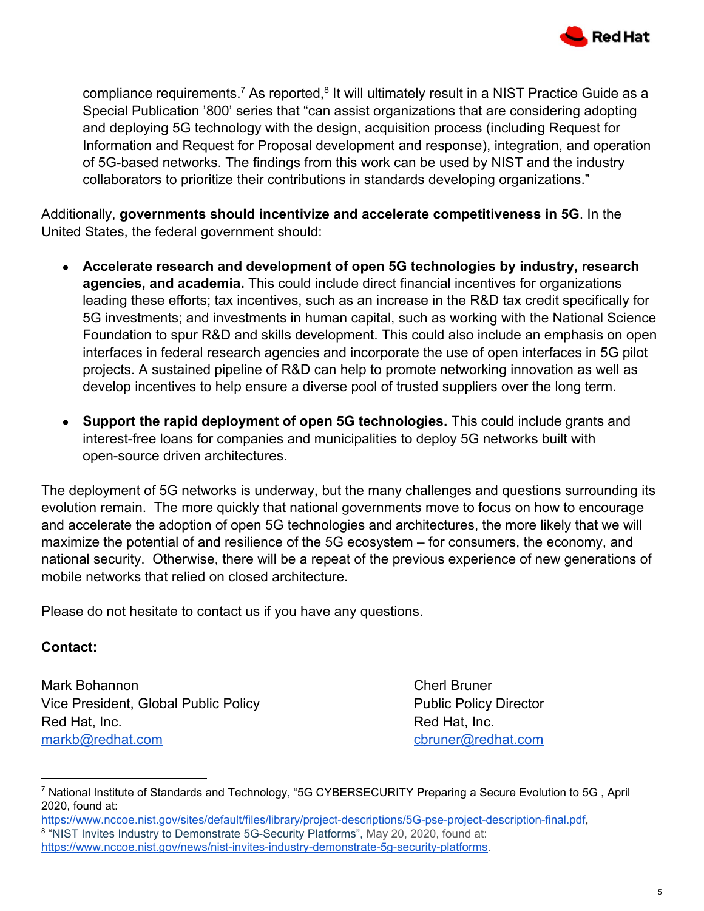compliance requirements.[7] As reported,[8] It will ultimately result in a NIST Practice Guide as a Special Publication '800' series that "can assist organizations that are considering adopting and deploying 5G technology with the design, acquisition process (including Request for Information and Request for Proposal development and response), integration, and operation of 5G-based networks. The findings from this work can be used by NIST and the industry collaborators to prioritize their contributions in standards developing organizations."

Additionally, **governments should incentivize and accelerate competitiveness in 5G**. In the United States, the federal government should:

- **Accelerate research and development of open 5G technologies by industry, research agencies, and academia.** This could include direct financial incentives for organizations leading these efforts; tax incentives, such as an increase in the R&D tax credit specifically for 5G investments; and investments in human capital, such as working with the National Science Foundation to spur R&D and skills development. This could also include an emphasis on open interfaces in federal research agencies and incorporate the use of open interfaces in 5G pilot projects. A sustained pipeline of R&D can help to promote networking innovation as well as develop incentives to help ensure a diverse pool of trusted suppliers over the long term.

- **Support the rapid deployment of open 5G technologies.** This could include grants and interest-free loans for companies and municipalities to deploy 5G networks built with open-source driven architectures.

The deployment of 5G networks is underway, but the many challenges and questions surrounding its evolution remain. The more quickly that national governments move to focus on how to encourage and accelerate the adoption of open 5G technologies and architectures, the more likely that we will maximize the potential of and resilience of the 5G ecosystem – for consumers, the economy, and national security. Otherwise, there will be a repeat of the previous experience of new generations of mobile networks that relied on closed architecture.

Please do not hesitate to contact us if you have any questions.

**Contact:**

Mark Bohannon
Vice President, Global Public Policy
Red Hat, Inc.
markb@redhat.com

Cherl Bruner
Public Policy Director
Red Hat, Inc.
cbruner@redhat.com

---

[7] National Institute of Standards and Technology, "5G CYBERSECURITY Preparing a Secure Evolution to 5G , April 2020, found at: https://www.nccoe.nist.gov/sites/default/files/library/project-descriptions/5G-pse-project-description-final.pdf,

[8] "NIST Invites Industry to Demonstrate 5G-Security Platforms", May 20, 2020, found at: https://www.nccoe.nist.gov/news/nist-invites-industry-demonstrate-5g-security-platforms.